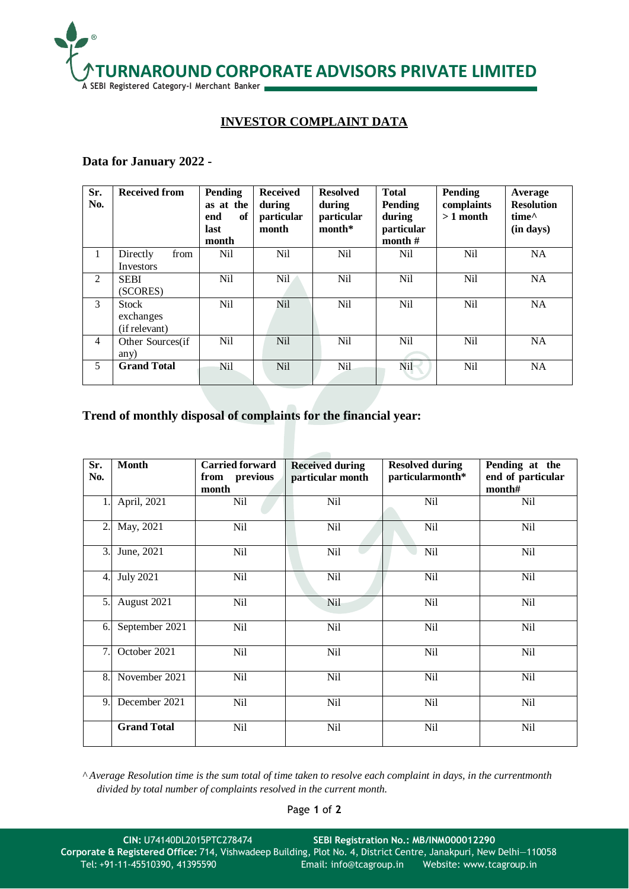# TURNAROUND CORPORATE ADVISORS PRIVATE LIMITED

A SEBI Registered Category-I Merchant Banker

## INVESTOR COMPLAINT DATA

### Data for January 2022 -

| Sr. No. | Received from | Pending as at the end of last month | Received during particular month | Resolved during particular month* | Total Pending during particular month # | Pending complaints > 1 month | Average Resolution time^ (in days) |
|---|---|---|---|---|---|---|---|
| 1 | Directly from Investors | Nil | Nil | Nil | Nil | Nil | NA |
| 2 | SEBI (SCORES) | Nil | Nil | Nil | Nil | Nil | NA |
| 3 | Stock exchanges (if relevant) | Nil | Nil | Nil | Nil | Nil | NA |
| 4 | Other Sources(if any) | Nil | Nil | Nil | Nil | Nil | NA |
| 5 | **Grand Total** | Nil | Nil | Nil | Nil | Nil | NA |

### Trend of monthly disposal of complaints for the financial year:

| Sr. No. | Month | Carried forward from previous month | Received during particular month | Resolved during particularmonth* | Pending at the end of particular month# |
|---|---|---|---|---|---|
| 1. | April, 2021 | Nil | Nil | Nil | Nil |
| 2. | May, 2021 | Nil | Nil | Nil | Nil |
| 3. | June, 2021 | Nil | Nil | Nil | Nil |
| 4. | July 2021 | Nil | Nil | Nil | Nil |
| 5. | August 2021 | Nil | Nil | Nil | Nil |
| 6. | September 2021 | Nil | Nil | Nil | Nil |
| 7. | October 2021 | Nil | Nil | Nil | Nil |
| 8. | November 2021 | Nil | Nil | Nil | Nil |
| 9. | December 2021 | Nil | Nil | Nil | Nil |
| | **Grand Total** | Nil | Nil | Nil | Nil |

*^ Average Resolution time is the sum total of time taken to resolve each complaint in days, in the currentmonth divided by total number of complaints resolved in the current month.*

**CIN:** U74140DL2015PTC278474 **SEBI Registration No.: MB/INM000012290**
**Corporate & Registered Office:** 714, Vishwadeep Building, Plot No. 4, District Centre, Janakpuri, New Delhi—110058
Tel: +91-11-45510390, 41395590 Email: info@tcagroup.in Website: www.tcagroup.in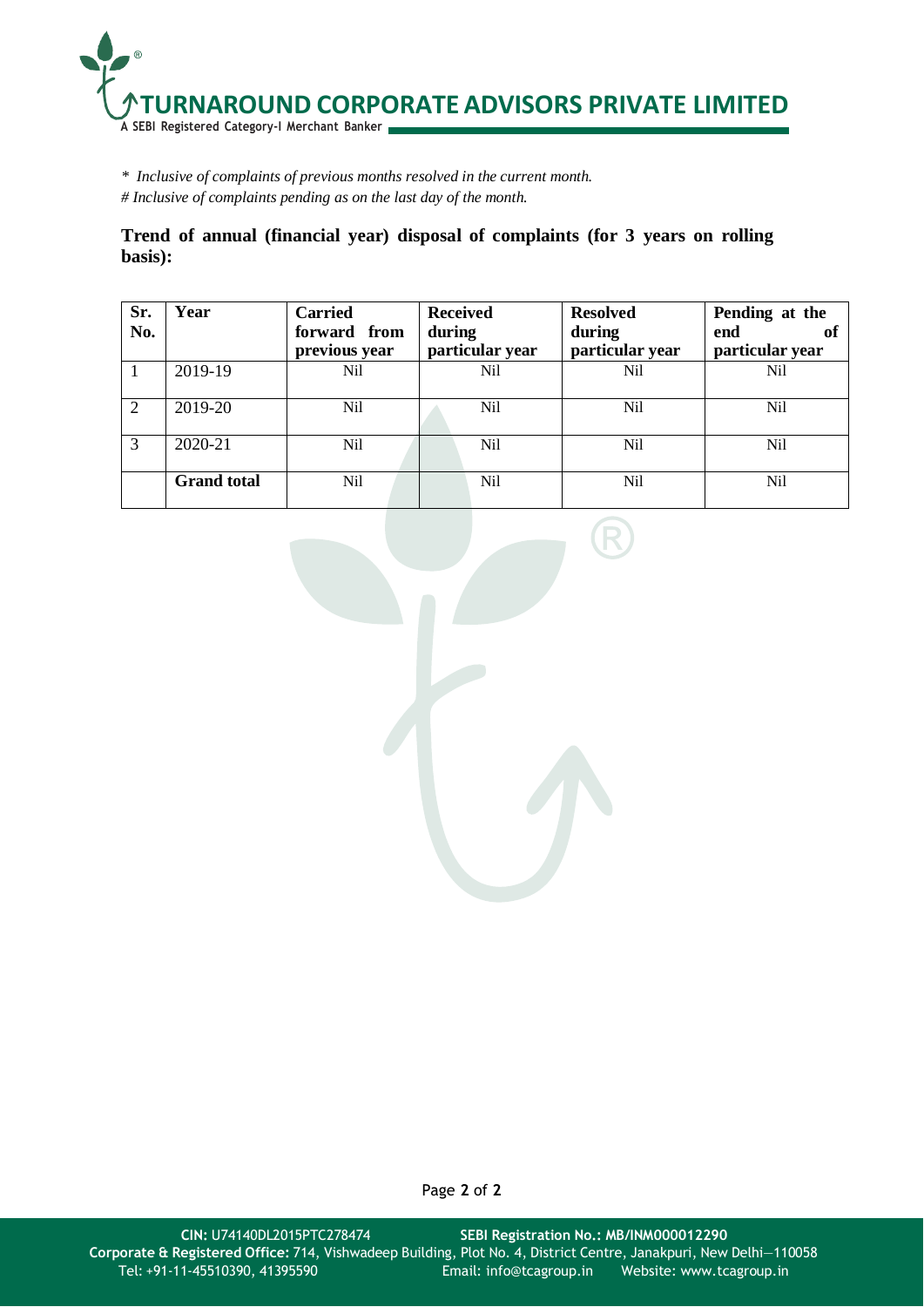*\* Inclusive of complaints of previous months resolved in the current month.*
*# Inclusive of complaints pending as on the last day of the month.*

**Trend of annual (financial year) disposal of complaints (for 3 years on rolling basis):**

| Sr. No. | Year | Carried forward from previous year | Received during particular year | Resolved during particular year | Pending at the end of particular year |
|---|---|---|---|---|---|
| 1 | 2019-19 | Nil | Nil | Nil | Nil |
| 2 | 2019-20 | Nil | Nil | Nil | Nil |
| 3 | 2020-21 | Nil | Nil | Nil | Nil |
| | **Grand total** | Nil | Nil | Nil | Nil |